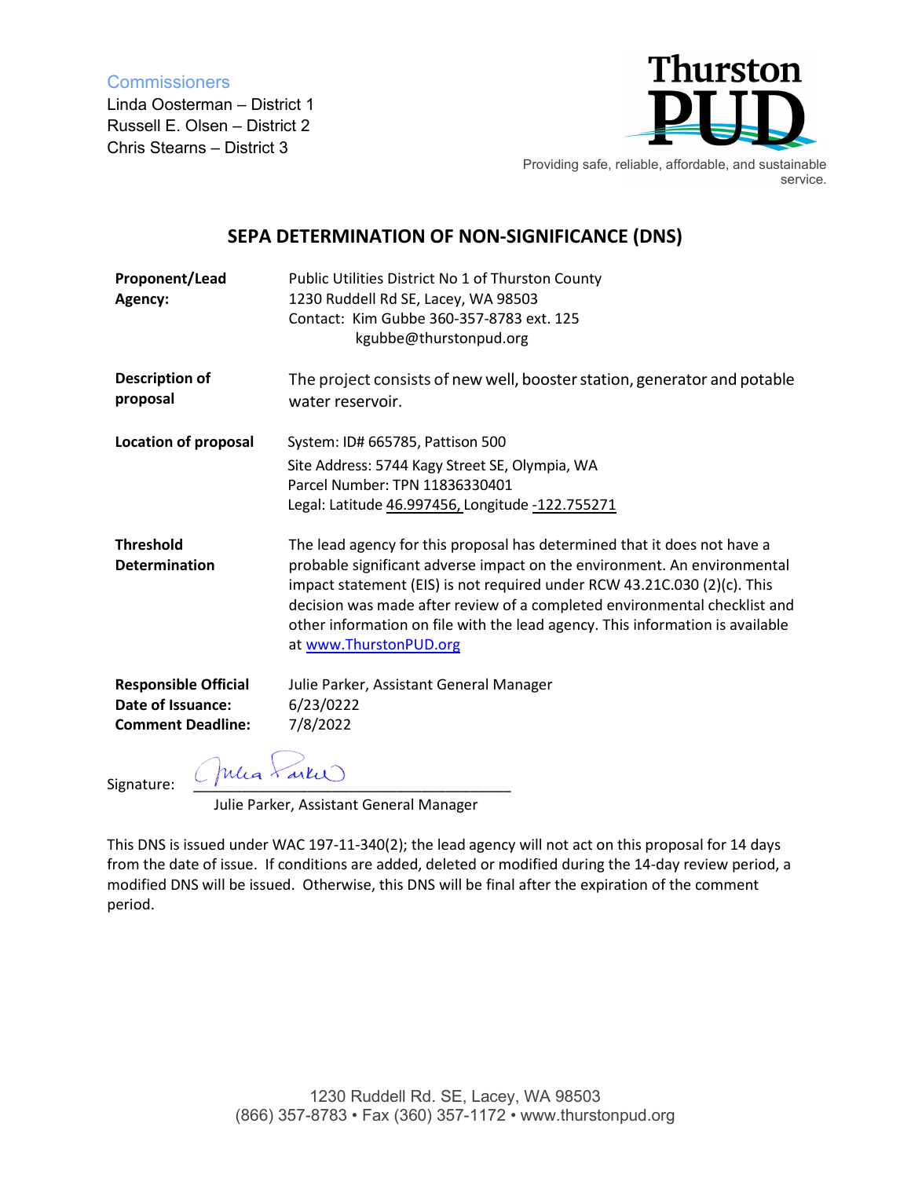Commissioners
Linda Oosterman – District 1
Russell E. Olsen – District 2
Chris Stearns – District 3

Thurston PUD

Providing safe, reliable, affordable, and sustainable service.

## SEPA DETERMINATION OF NON-SIGNIFICANCE (DNS)

| | |
|---|---|
| **Proponent/Lead Agency:** | Public Utilities District No 1 of Thurston County<br>1230 Ruddell Rd SE, Lacey, WA 98503<br>Contact: Kim Gubbe 360-357-8783 ext. 125<br>kgubbe@thurstonpud.org |
| **Description of proposal** | The project consists of new well, booster station, generator and potable water reservoir. |
| **Location of proposal** | System: ID# 665785, Pattison 500<br>Site Address: 5744 Kagy Street SE, Olympia, WA<br>Parcel Number: TPN 11836330401<br>Legal: Latitude 46.997456, Longitude -122.755271 |
| **Threshold Determination** | The lead agency for this proposal has determined that it does not have a probable significant adverse impact on the environment. An environmental impact statement (EIS) is not required under RCW 43.21C.030 (2)(c). This decision was made after review of a completed environmental checklist and other information on file with the lead agency. This information is available at www.ThurstonPUD.org |
| **Responsible Official** | Julie Parker, Assistant General Manager |
| **Date of Issuance:** | 6/23/0222 |
| **Comment Deadline:** | 7/8/2022 |

Signature: ______________________
Julie Parker, Assistant General Manager

This DNS is issued under WAC 197-11-340(2); the lead agency will not act on this proposal for 14 days from the date of issue. If conditions are added, deleted or modified during the 14-day review period, a modified DNS will be issued. Otherwise, this DNS will be final after the expiration of the comment period.

1230 Ruddell Rd. SE, Lacey, WA 98503
(866) 357-8783 • Fax (360) 357-1172 • www.thurstonpud.org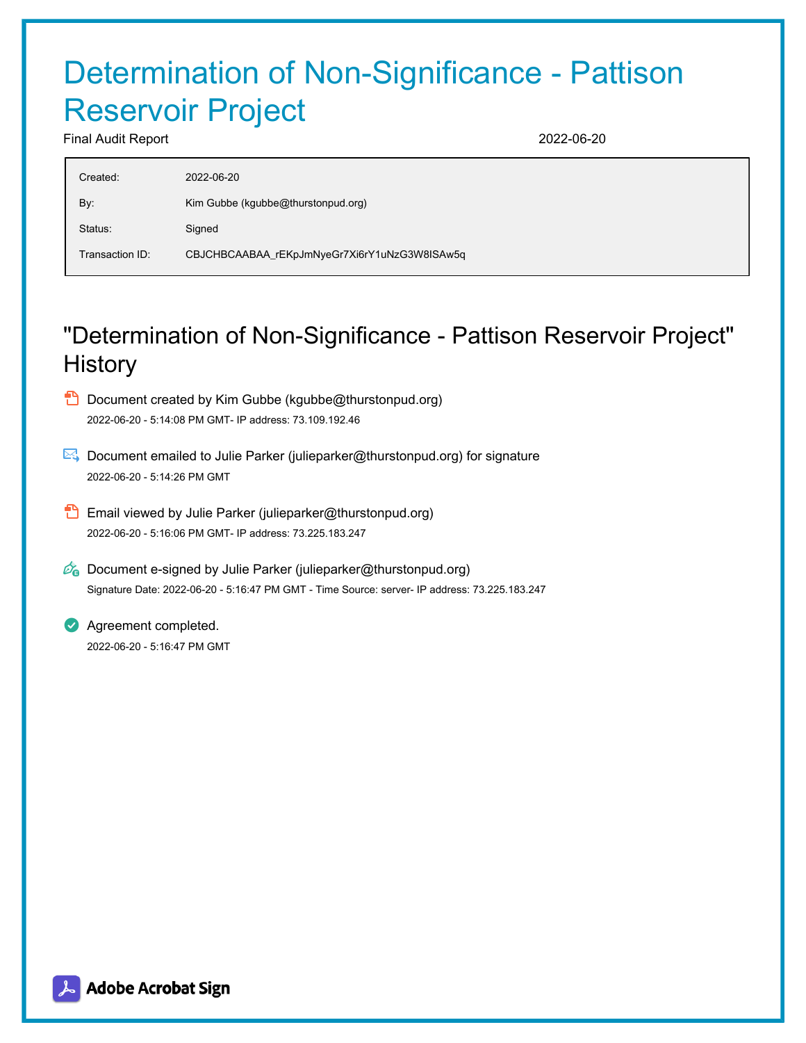# Determination of Non-Significance - Pattison Reservoir Project

Final Audit Report 2022-06-20

| | |
|---|---|
| Created: | 2022-06-20 |
| By: | Kim Gubbe (kgubbe@thurstonpud.org) |
| Status: | Signed |
| Transaction ID: | CBJCHBCAABAA_rEKpJmNyeGr7Xi6rY1uNzG3W8lSAw5q |

## "Determination of Non-Significance - Pattison Reservoir Project" History

- Document created by Kim Gubbe (kgubbe@thurstonpud.org)
  2022-06-20 - 5:14:08 PM GMT- IP address: 73.109.192.46

- Document emailed to Julie Parker (julieparker@thurstonpud.org) for signature
  2022-06-20 - 5:14:26 PM GMT

- Email viewed by Julie Parker (julieparker@thurstonpud.org)
  2022-06-20 - 5:16:06 PM GMT- IP address: 73.225.183.247

- Document e-signed by Julie Parker (julieparker@thurstonpud.org)
  Signature Date: 2022-06-20 - 5:16:47 PM GMT - Time Source: server- IP address: 73.225.183.247

- Agreement completed.
  2022-06-20 - 5:16:47 PM GMT

Adobe Acrobat Sign